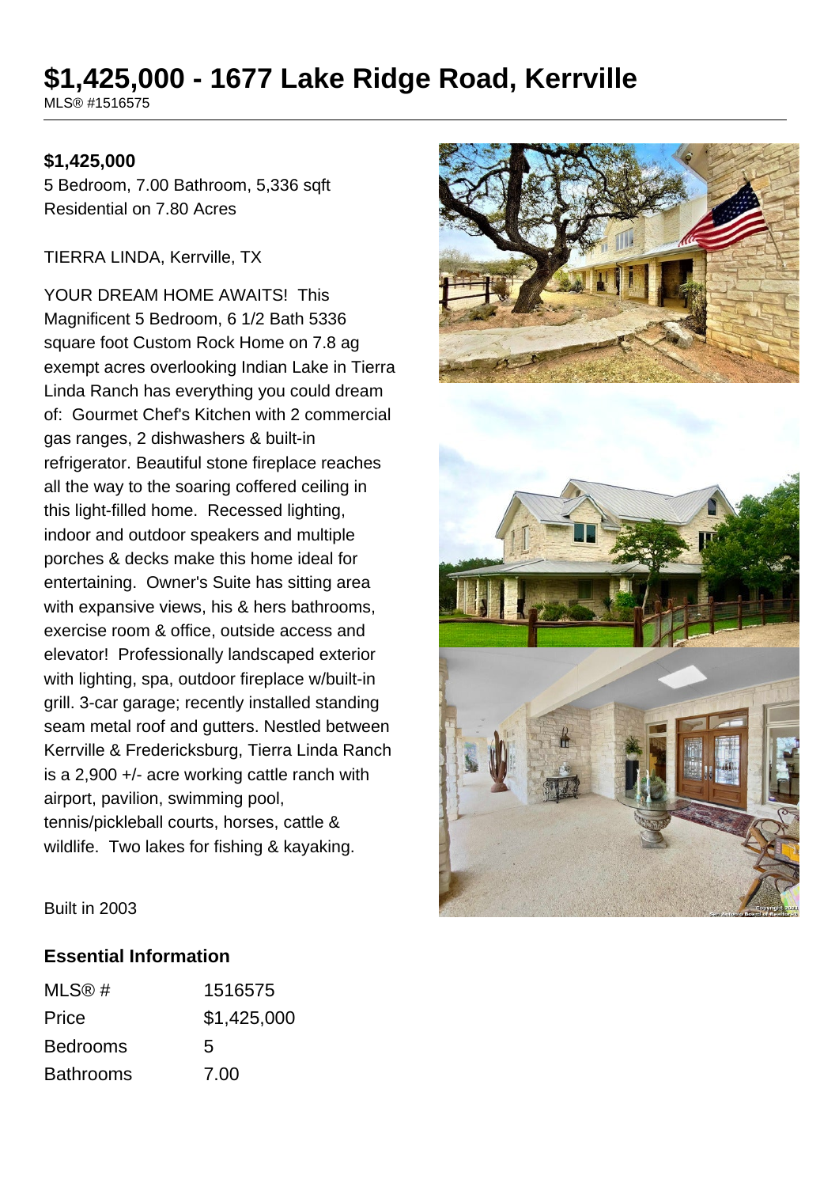# $1,425,000 - 1677 Lake Ridge Road, Kerrville

MLS® #1516575

**$1,425,000**

5 Bedroom, 7.00 Bathroom, 5,336 sqft
Residential on 7.80 Acres

TIERRA LINDA, Kerrville, TX

YOUR DREAM HOME AWAITS! This Magnificent 5 Bedroom, 6 1/2 Bath 5336 square foot Custom Rock Home on 7.8 ag exempt acres overlooking Indian Lake in Tierra Linda Ranch has everything you could dream of: Gourmet Chef's Kitchen with 2 commercial gas ranges, 2 dishwashers & built-in refrigerator. Beautiful stone fireplace reaches all the way to the soaring coffered ceiling in this light-filled home. Recessed lighting, indoor and outdoor speakers and multiple porches & decks make this home ideal for entertaining. Owner's Suite has sitting area with expansive views, his & hers bathrooms, exercise room & office, outside access and elevator! Professionally landscaped exterior with lighting, spa, outdoor fireplace w/built-in grill. 3-car garage; recently installed standing seam metal roof and gutters. Nestled between Kerrville & Fredericksburg, Tierra Linda Ranch is a 2,900 +/- acre working cattle ranch with airport, pavilion, swimming pool, tennis/pickleball courts, horses, cattle & wildlife. Two lakes for fishing & kayaking.

Built in 2003

## Essential Information

| | |
|---|---|
| MLS® # | 1516575 |
| Price | $1,425,000 |
| Bedrooms | 5 |
| Bathrooms | 7.00 |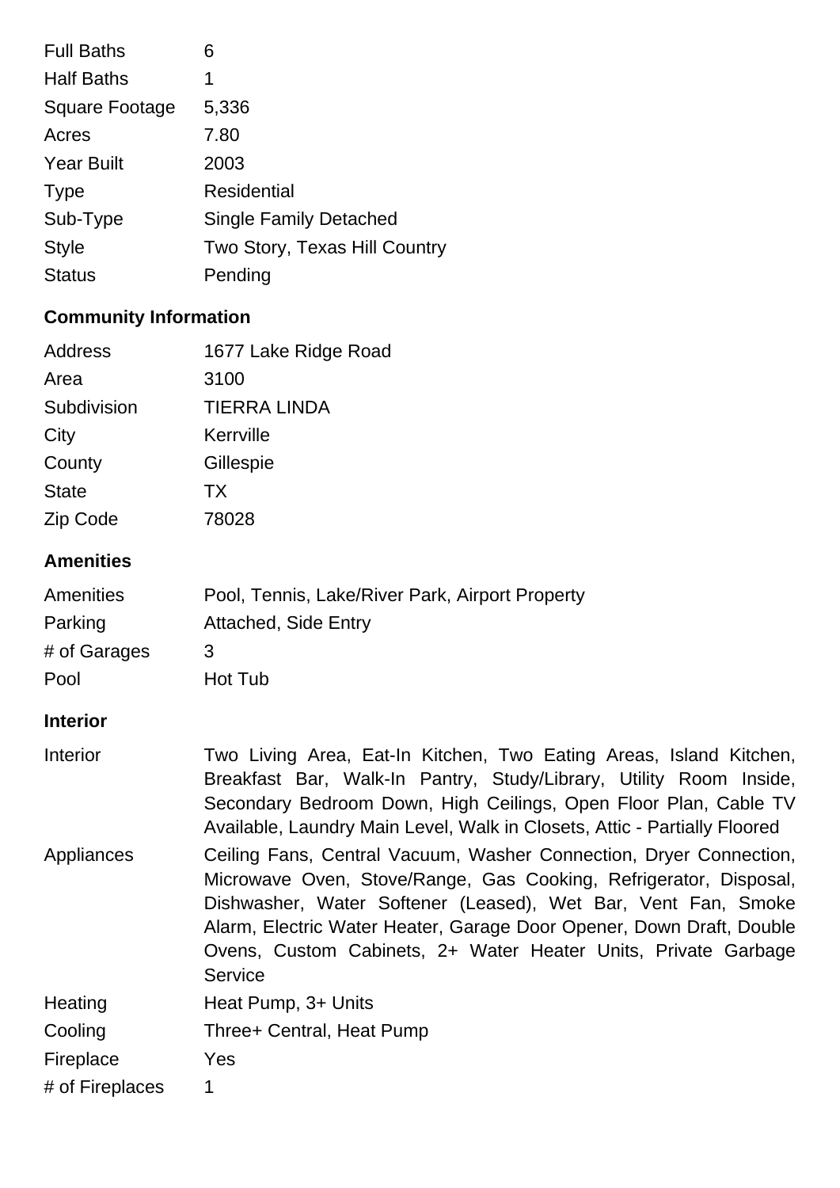| | |
|---|---|
| Full Baths | 6 |
| Half Baths | 1 |
| Square Footage | 5,336 |
| Acres | 7.80 |
| Year Built | 2003 |
| Type | Residential |
| Sub-Type | Single Family Detached |
| Style | Two Story, Texas Hill Country |
| Status | Pending |

## Community Information

| | |
|---|---|
| Address | 1677 Lake Ridge Road |
| Area | 3100 |
| Subdivision | TIERRA LINDA |
| City | Kerrville |
| County | Gillespie |
| State | TX |
| Zip Code | 78028 |

## Amenities

| | |
|---|---|
| Amenities | Pool, Tennis, Lake/River Park, Airport Property |
| Parking | Attached, Side Entry |
| # of Garages | 3 |
| Pool | Hot Tub |

## Interior

| | |
|---|---|
| Interior | Two Living Area, Eat-In Kitchen, Two Eating Areas, Island Kitchen, Breakfast Bar, Walk-In Pantry, Study/Library, Utility Room Inside, Secondary Bedroom Down, High Ceilings, Open Floor Plan, Cable TV Available, Laundry Main Level, Walk in Closets, Attic - Partially Floored |
| Appliances | Ceiling Fans, Central Vacuum, Washer Connection, Dryer Connection, Microwave Oven, Stove/Range, Gas Cooking, Refrigerator, Disposal, Dishwasher, Water Softener (Leased), Wet Bar, Vent Fan, Smoke Alarm, Electric Water Heater, Garage Door Opener, Down Draft, Double Ovens, Custom Cabinets, 2+ Water Heater Units, Private Garbage Service |
| Heating | Heat Pump, 3+ Units |
| Cooling | Three+ Central, Heat Pump |
| Fireplace | Yes |
| # of Fireplaces | 1 |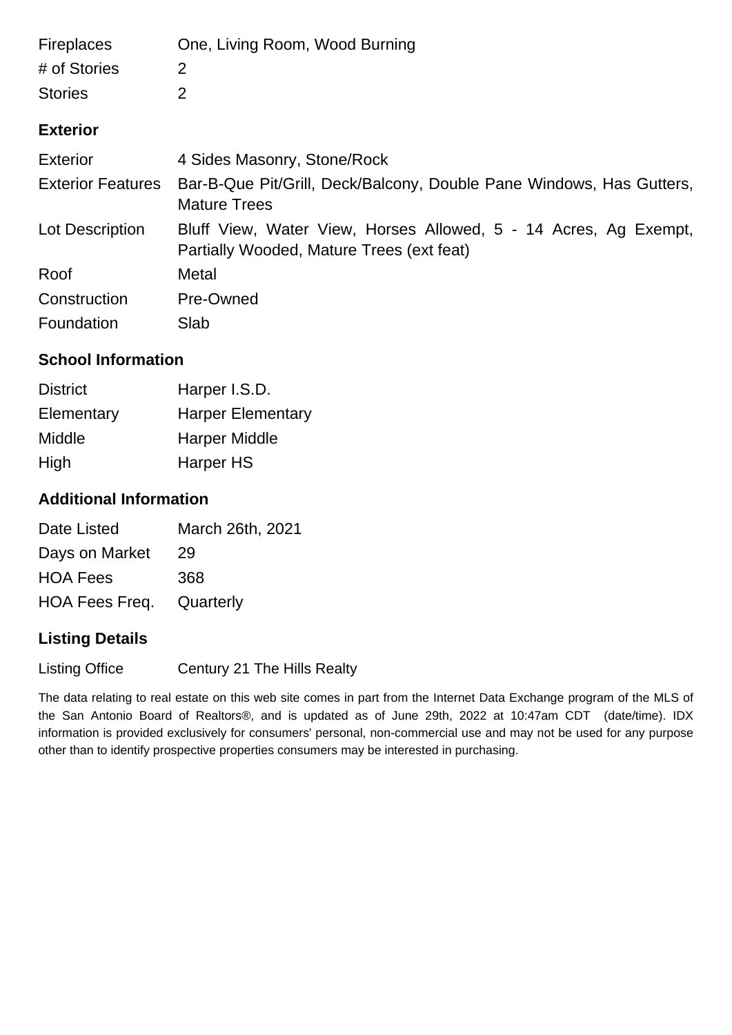| | |
|---|---|
| Fireplaces | One, Living Room, Wood Burning |
| # of Stories | 2 |
| Stories | 2 |

## Exterior

| | |
|---|---|
| Exterior | 4 Sides Masonry, Stone/Rock |
| Exterior Features | Bar-B-Que Pit/Grill, Deck/Balcony, Double Pane Windows, Has Gutters, Mature Trees |
| Lot Description | Bluff View, Water View, Horses Allowed, 5 - 14 Acres, Ag Exempt, Partially Wooded, Mature Trees (ext feat) |
| Roof | Metal |
| Construction | Pre-Owned |
| Foundation | Slab |

## School Information

| | |
|---|---|
| District | Harper I.S.D. |
| Elementary | Harper Elementary |
| Middle | Harper Middle |
| High | Harper HS |

## Additional Information

| | |
|---|---|
| Date Listed | March 26th, 2021 |
| Days on Market | 29 |
| HOA Fees | 368 |
| HOA Fees Freq. | Quarterly |

## Listing Details

| | |
|---|---|
| Listing Office | Century 21 The Hills Realty |

The data relating to real estate on this web site comes in part from the Internet Data Exchange program of the MLS of the San Antonio Board of Realtors®, and is updated as of June 29th, 2022 at 10:47am CDT (date/time). IDX information is provided exclusively for consumers' personal, non-commercial use and may not be used for any purpose other than to identify prospective properties consumers may be interested in purchasing.